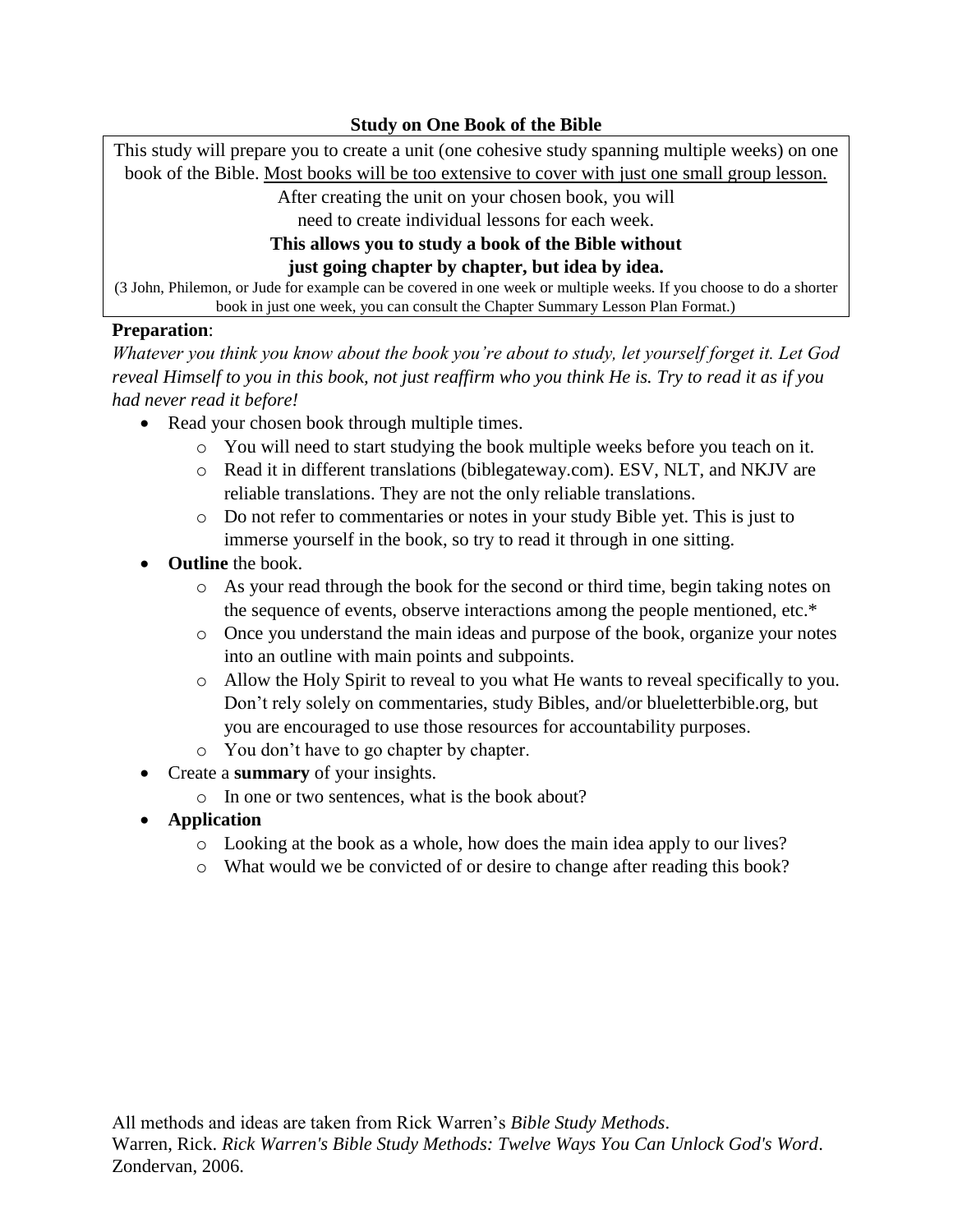# Study on One Book of the Bible

This study will prepare you to create a unit (one cohesive study spanning multiple weeks) on one book of the Bible. <u>Most books will be too extensive to cover with just one small group lesson.</u>
After creating the unit on your chosen book, you will need to create individual lessons for each week.
**This allows you to study a book of the Bible without just going chapter by chapter, but idea by idea.**
(3 John, Philemon, or Jude for example can be covered in one week or multiple weeks. If you choose to do a shorter book in just one week, you can consult the Chapter Summary Lesson Plan Format.)

**Preparation**:

*Whatever you think you know about the book you're about to study, let yourself forget it. Let God reveal Himself to you in this book, not just reaffirm who you think He is. Try to read it as if you had never read it before!*

- Read your chosen book through multiple times.
  - You will need to start studying the book multiple weeks before you teach on it.
  - Read it in different translations (biblegateway.com). ESV, NLT, and NKJV are reliable translations. They are not the only reliable translations.
  - Do not refer to commentaries or notes in your study Bible yet. This is just to immerse yourself in the book, so try to read it through in one sitting.
- **Outline** the book.
  - As your read through the book for the second or third time, begin taking notes on the sequence of events, observe interactions among the people mentioned, etc.*
  - Once you understand the main ideas and purpose of the book, organize your notes into an outline with main points and subpoints.
  - Allow the Holy Spirit to reveal to you what He wants to reveal specifically to you. Don't rely solely on commentaries, study Bibles, and/or blueletterbible.org, but you are encouraged to use those resources for accountability purposes.
  - You don't have to go chapter by chapter.
- Create a **summary** of your insights.
  - In one or two sentences, what is the book about?
- **Application**
  - Looking at the book as a whole, how does the main idea apply to our lives?
  - What would we be convicted of or desire to change after reading this book?

All methods and ideas are taken from Rick Warren's *Bible Study Methods*.
Warren, Rick. *Rick Warren's Bible Study Methods: Twelve Ways You Can Unlock God's Word*. Zondervan, 2006.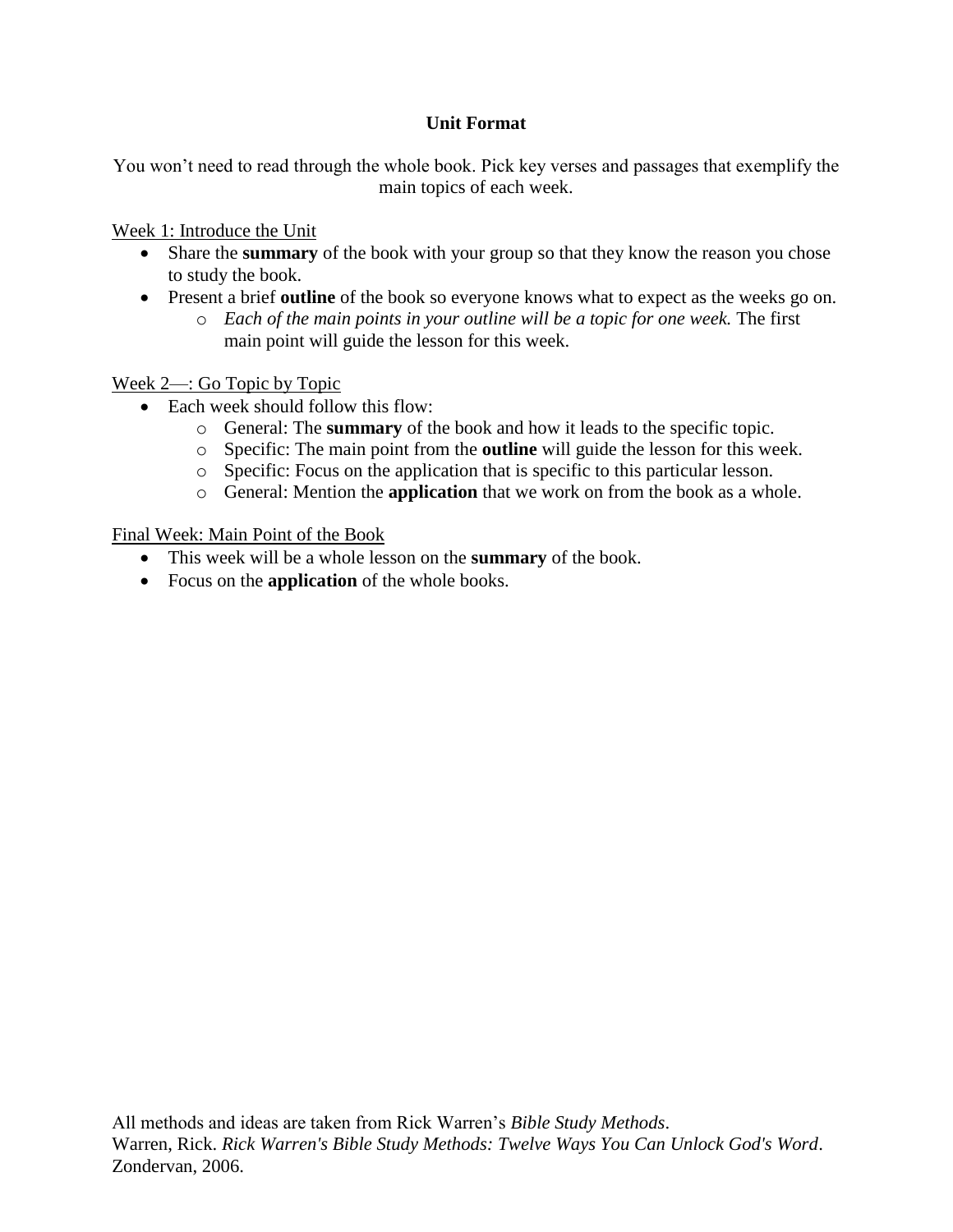## Unit Format

You won't need to read through the whole book. Pick key verses and passages that exemplify the main topics of each week.

Week 1: Introduce the Unit

- Share the **summary** of the book with your group so that they know the reason you chose to study the book.
- Present a brief **outline** of the book so everyone knows what to expect as the weeks go on.
    - *Each of the main points in your outline will be a topic for one week.* The first main point will guide the lesson for this week.

Week 2—: Go Topic by Topic

- Each week should follow this flow:
    - General: The **summary** of the book and how it leads to the specific topic.
    - Specific: The main point from the **outline** will guide the lesson for this week.
    - Specific: Focus on the application that is specific to this particular lesson.
    - General: Mention the **application** that we work on from the book as a whole.

Final Week: Main Point of the Book

- This week will be a whole lesson on the **summary** of the book.
- Focus on the **application** of the whole books.

All methods and ideas are taken from Rick Warren's *Bible Study Methods*.
Warren, Rick. *Rick Warren's Bible Study Methods: Twelve Ways You Can Unlock God's Word*. Zondervan, 2006.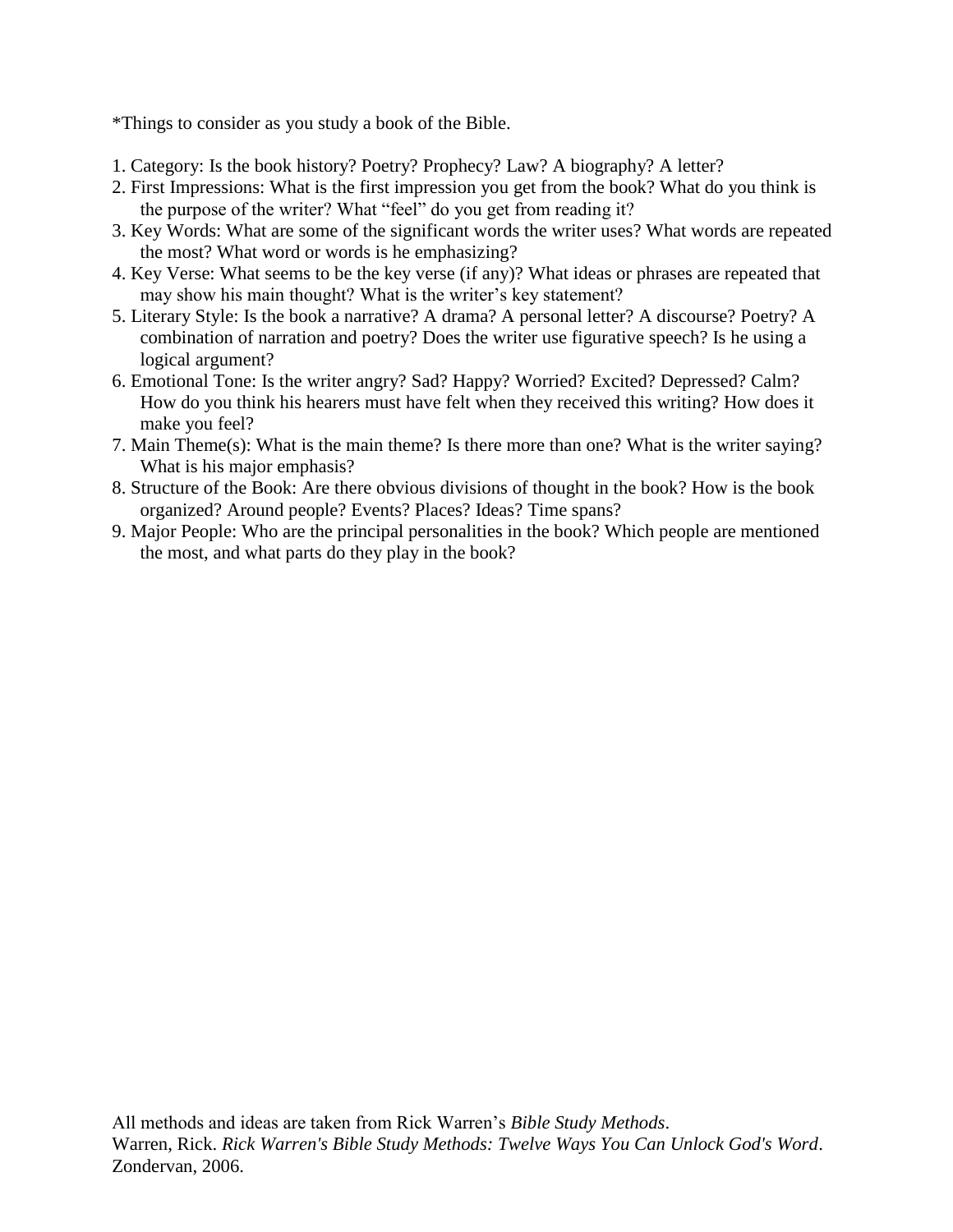*Things to consider as you study a book of the Bible.

1. Category: Is the book history? Poetry? Prophecy? Law? A biography? A letter?
2. First Impressions: What is the first impression you get from the book? What do you think is the purpose of the writer? What "feel" do you get from reading it?
3. Key Words: What are some of the significant words the writer uses? What words are repeated the most? What word or words is he emphasizing?
4. Key Verse: What seems to be the key verse (if any)? What ideas or phrases are repeated that may show his main thought? What is the writer's key statement?
5. Literary Style: Is the book a narrative? A drama? A personal letter? A discourse? Poetry? A combination of narration and poetry? Does the writer use figurative speech? Is he using a logical argument?
6. Emotional Tone: Is the writer angry? Sad? Happy? Worried? Excited? Depressed? Calm? How do you think his hearers must have felt when they received this writing? How does it make you feel?
7. Main Theme(s): What is the main theme? Is there more than one? What is the writer saying? What is his major emphasis?
8. Structure of the Book: Are there obvious divisions of thought in the book? How is the book organized? Around people? Events? Places? Ideas? Time spans?
9. Major People: Who are the principal personalities in the book? Which people are mentioned the most, and what parts do they play in the book?

All methods and ideas are taken from Rick Warren's *Bible Study Methods*.
Warren, Rick. *Rick Warren's Bible Study Methods: Twelve Ways You Can Unlock God's Word*. Zondervan, 2006.